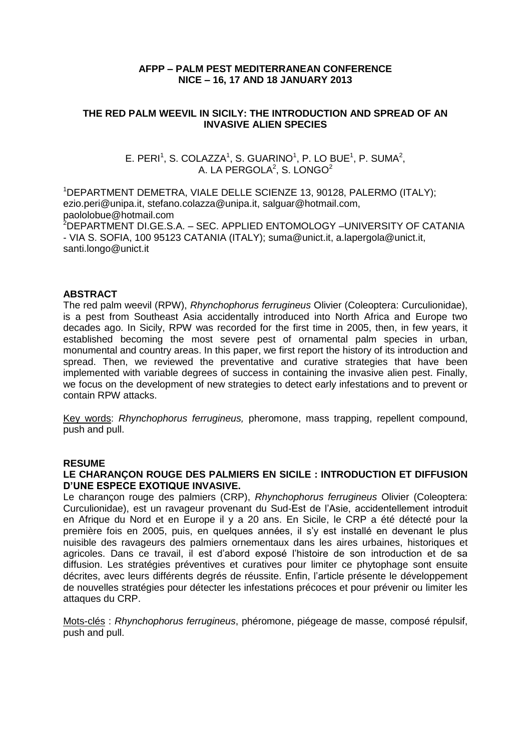**AFPP – PALM PEST MEDITERRANEAN CONFERENCE**
**NICE – 16, 17 AND 18 JANUARY 2013**

# THE RED PALM WEEVIL IN SICILY: THE INTRODUCTION AND SPREAD OF AN INVASIVE ALIEN SPECIES

E. PERI[1], S. COLAZZA[1], S. GUARINO[1], P. LO BUE[1], P. SUMA[2], A. LA PERGOLA[2], S. LONGO[2]

[1]DEPARTMENT DEMETRA, VIALE DELLE SCIENZE 13, 90128, PALERMO (ITALY); ezio.peri@unipa.it, stefano.colazza@unipa.it, salguar@hotmail.com, paololobue@hotmail.com
[2]DEPARTMENT DI.GE.S.A. – SEC. APPLIED ENTOMOLOGY –UNIVERSITY OF CATANIA - VIA S. SOFIA, 100 95123 CATANIA (ITALY); suma@unict.it, a.lapergola@unict.it, santi.longo@unict.it

## ABSTRACT

The red palm weevil (RPW), *Rhynchophorus ferrugineus* Olivier (Coleoptera: Curculionidae), is a pest from Southeast Asia accidentally introduced into North Africa and Europe two decades ago. In Sicily, RPW was recorded for the first time in 2005, then, in few years, it established becoming the most severe pest of ornamental palm species in urban, monumental and country areas. In this paper, we first report the history of its introduction and spread. Then, we reviewed the preventative and curative strategies that have been implemented with variable degrees of success in containing the invasive alien pest. Finally, we focus on the development of new strategies to detect early infestations and to prevent or contain RPW attacks.

Key words: *Rhynchophorus ferrugineus,* pheromone, mass trapping, repellent compound, push and pull.

## RESUME

**LE CHARANÇON ROUGE DES PALMIERS EN SICILE : INTRODUCTION ET DIFFUSION D'UNE ESPECE EXOTIQUE INVASIVE.**

Le charançon rouge des palmiers (CRP), *Rhynchophorus ferrugineus* Olivier (Coleoptera: Curculionidae), est un ravageur provenant du Sud-Est de l'Asie, accidentellement introduit en Afrique du Nord et en Europe il y a 20 ans. En Sicile, le CRP a été détecté pour la première fois en 2005, puis, en quelques années, il s'y est installé en devenant le plus nuisible des ravageurs des palmiers ornementaux dans les aires urbaines, historiques et agricoles. Dans ce travail, il est d'abord exposé l'histoire de son introduction et de sa diffusion. Les stratégies préventives et curatives pour limiter ce phytophage sont ensuite décrites, avec leurs différents degrés de réussite. Enfin, l'article présente le développement de nouvelles stratégies pour détecter les infestations précoces et pour prévenir ou limiter les attaques du CRP.

Mots-clés : *Rhynchophorus ferrugineus*, phéromone, piégeage de masse, composé répulsif, push and pull.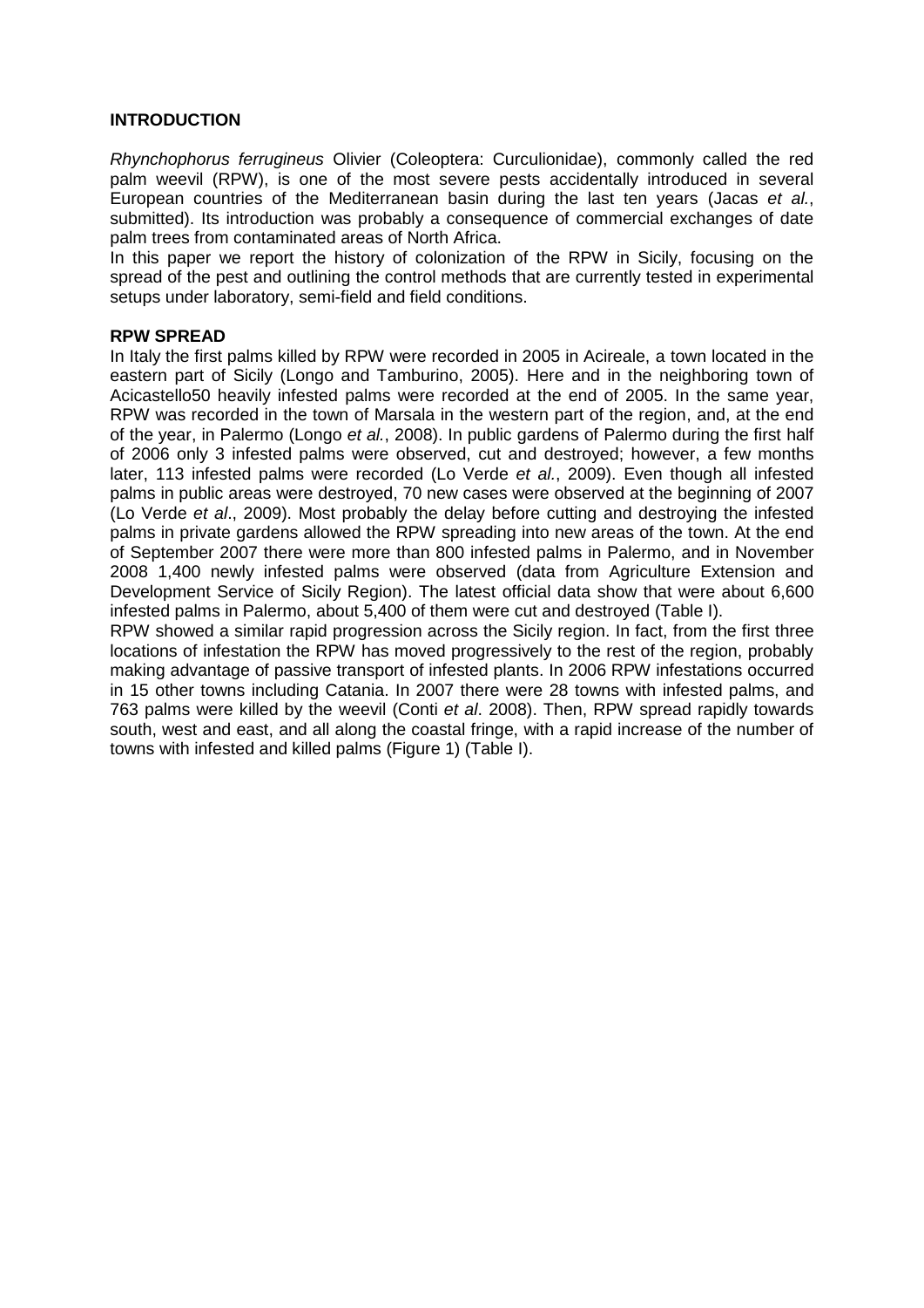## INTRODUCTION

*Rhynchophorus ferrugineus* Olivier (Coleoptera: Curculionidae), commonly called the red palm weevil (RPW), is one of the most severe pests accidentally introduced in several European countries of the Mediterranean basin during the last ten years (Jacas *et al.*, submitted). Its introduction was probably a consequence of commercial exchanges of date palm trees from contaminated areas of North Africa.

In this paper we report the history of colonization of the RPW in Sicily, focusing on the spread of the pest and outlining the control methods that are currently tested in experimental setups under laboratory, semi-field and field conditions.

## RPW SPREAD

In Italy the first palms killed by RPW were recorded in 2005 in Acireale, a town located in the eastern part of Sicily (Longo and Tamburino, 2005). Here and in the neighboring town of Acicastello50 heavily infested palms were recorded at the end of 2005. In the same year, RPW was recorded in the town of Marsala in the western part of the region, and, at the end of the year, in Palermo (Longo *et al.*, 2008). In public gardens of Palermo during the first half of 2006 only 3 infested palms were observed, cut and destroyed; however, a few months later, 113 infested palms were recorded (Lo Verde *et al.*, 2009). Even though all infested palms in public areas were destroyed, 70 new cases were observed at the beginning of 2007 (Lo Verde *et al*., 2009). Most probably the delay before cutting and destroying the infested palms in private gardens allowed the RPW spreading into new areas of the town. At the end of September 2007 there were more than 800 infested palms in Palermo, and in November 2008 1,400 newly infested palms were observed (data from Agriculture Extension and Development Service of Sicily Region). The latest official data show that were about 6,600 infested palms in Palermo, about 5,400 of them were cut and destroyed (Table I).

RPW showed a similar rapid progression across the Sicily region. In fact, from the first three locations of infestation the RPW has moved progressively to the rest of the region, probably making advantage of passive transport of infested plants. In 2006 RPW infestations occurred in 15 other towns including Catania. In 2007 there were 28 towns with infested palms, and 763 palms were killed by the weevil (Conti *et al*. 2008). Then, RPW spread rapidly towards south, west and east, and all along the coastal fringe, with a rapid increase of the number of towns with infested and killed palms (Figure 1) (Table I).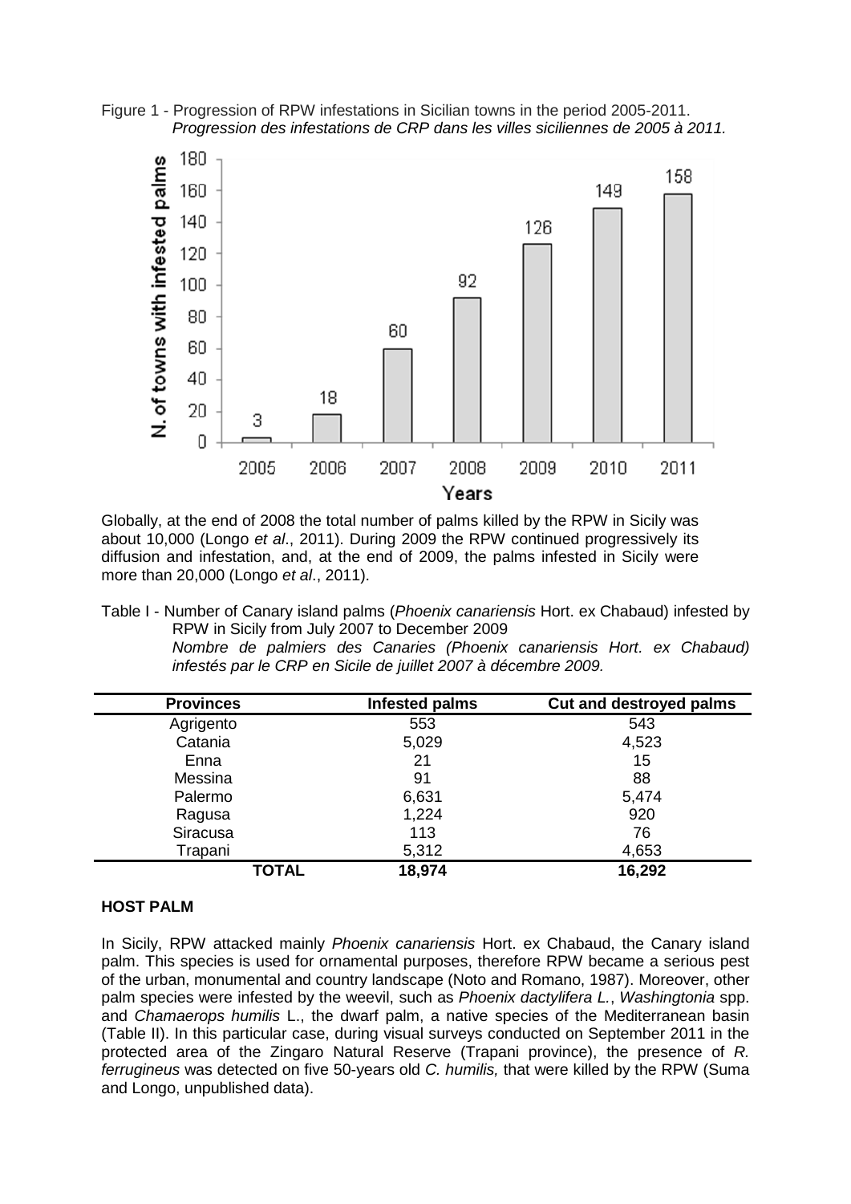Figure 1 - Progression of RPW infestations in Sicilian towns in the period 2005-2011.
*Progression des infestations de CRP dans les villes siciliennes de 2005 à 2011.*

Globally, at the end of 2008 the total number of palms killed by the RPW in Sicily was about 10,000 (Longo *et al*., 2011). During 2009 the RPW continued progressively its diffusion and infestation, and, at the end of 2009, the palms infested in Sicily were more than 20,000 (Longo *et al*., 2011).

Table I - Number of Canary island palms (*Phoenix canariensis* Hort. ex Chabaud) infested by RPW in Sicily from July 2007 to December 2009
*Nombre de palmiers des Canaries (Phoenix canariensis Hort. ex Chabaud) infestés par le CRP en Sicile de juillet 2007 à décembre 2009.*

| Provinces | Infested palms | Cut and destroyed palms |
|---|---|---|
| Agrigento | 553 | 543 |
| Catania | 5,029 | 4,523 |
| Enna | 21 | 15 |
| Messina | 91 | 88 |
| Palermo | 6,631 | 5,474 |
| Ragusa | 1,224 | 920 |
| Siracusa | 113 | 76 |
| Trapani | 5,312 | 4,653 |
| **TOTAL** | **18,974** | **16,292** |

### HOST PALM

In Sicily, RPW attacked mainly *Phoenix canariensis* Hort. ex Chabaud, the Canary island palm. This species is used for ornamental purposes, therefore RPW became a serious pest of the urban, monumental and country landscape (Noto and Romano, 1987). Moreover, other palm species were infested by the weevil, such as *Phoenix dactylifera L.*, *Washingtonia* spp. and *Chamaerops humilis* L., the dwarf palm, a native species of the Mediterranean basin (Table II). In this particular case, during visual surveys conducted on September 2011 in the protected area of the Zingaro Natural Reserve (Trapani province), the presence of *R. ferrugineus* was detected on five 50-years old *C. humilis,* that were killed by the RPW (Suma and Longo, unpublished data).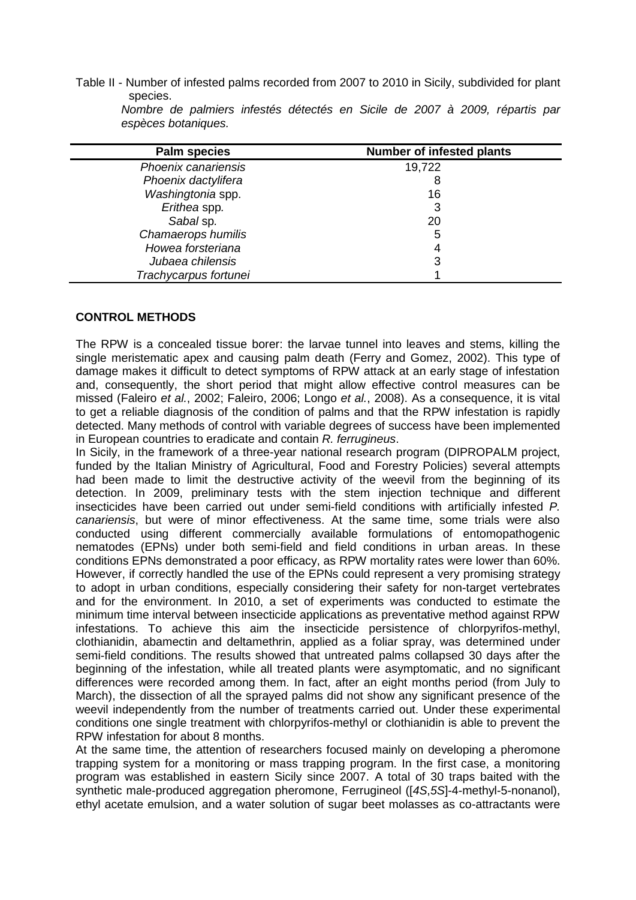Table II - Number of infested palms recorded from 2007 to 2010 in Sicily, subdivided for plant species.
*Nombre de palmiers infestés détectés en Sicile de 2007 à 2009, répartis par espèces botaniques.*

| Palm species | Number of infested plants |
|---|---|
| *Phoenix canariensis* | 19,722 |
| *Phoenix dactylifera* | 8 |
| *Washingtonia* spp. | 16 |
| *Erithea* spp. | 3 |
| *Sabal* sp. | 20 |
| *Chamaerops humilis* | 5 |
| *Howea forsteriana* | 4 |
| *Jubaea chilensis* | 3 |
| *Trachycarpus fortunei* | 1 |

## CONTROL METHODS

The RPW is a concealed tissue borer: the larvae tunnel into leaves and stems, killing the single meristematic apex and causing palm death (Ferry and Gomez, 2002). This type of damage makes it difficult to detect symptoms of RPW attack at an early stage of infestation and, consequently, the short period that might allow effective control measures can be missed (Faleiro *et al.*, 2002; Faleiro, 2006; Longo *et al.*, 2008). As a consequence, it is vital to get a reliable diagnosis of the condition of palms and that the RPW infestation is rapidly detected. Many methods of control with variable degrees of success have been implemented in European countries to eradicate and contain *R. ferrugineus*.

In Sicily, in the framework of a three-year national research program (DIPROPALM project, funded by the Italian Ministry of Agricultural, Food and Forestry Policies) several attempts had been made to limit the destructive activity of the weevil from the beginning of its detection. In 2009, preliminary tests with the stem injection technique and different insecticides have been carried out under semi-field conditions with artificially infested *P. canariensis*, but were of minor effectiveness. At the same time, some trials were also conducted using different commercially available formulations of entomopathogenic nematodes (EPNs) under both semi-field and field conditions in urban areas. In these conditions EPNs demonstrated a poor efficacy, as RPW mortality rates were lower than 60%. However, if correctly handled the use of the EPNs could represent a very promising strategy to adopt in urban conditions, especially considering their safety for non-target vertebrates and for the environment. In 2010, a set of experiments was conducted to estimate the minimum time interval between insecticide applications as preventative method against RPW infestations. To achieve this aim the insecticide persistence of chlorpyrifos-methyl, clothianidin, abamectin and deltamethrin, applied as a foliar spray, was determined under semi-field conditions. The results showed that untreated palms collapsed 30 days after the beginning of the infestation, while all treated plants were asymptomatic, and no significant differences were recorded among them. In fact, after an eight months period (from July to March), the dissection of all the sprayed palms did not show any significant presence of the weevil independently from the number of treatments carried out. Under these experimental conditions one single treatment with chlorpyrifos-methyl or clothianidin is able to prevent the RPW infestation for about 8 months.

At the same time, the attention of researchers focused mainly on developing a pheromone trapping system for a monitoring or mass trapping program. In the first case, a monitoring program was established in eastern Sicily since 2007. A total of 30 traps baited with the synthetic male-produced aggregation pheromone, Ferrugineol ([*4S*,*5S*]-4-methyl-5-nonanol), ethyl acetate emulsion, and a water solution of sugar beet molasses as co-attractants were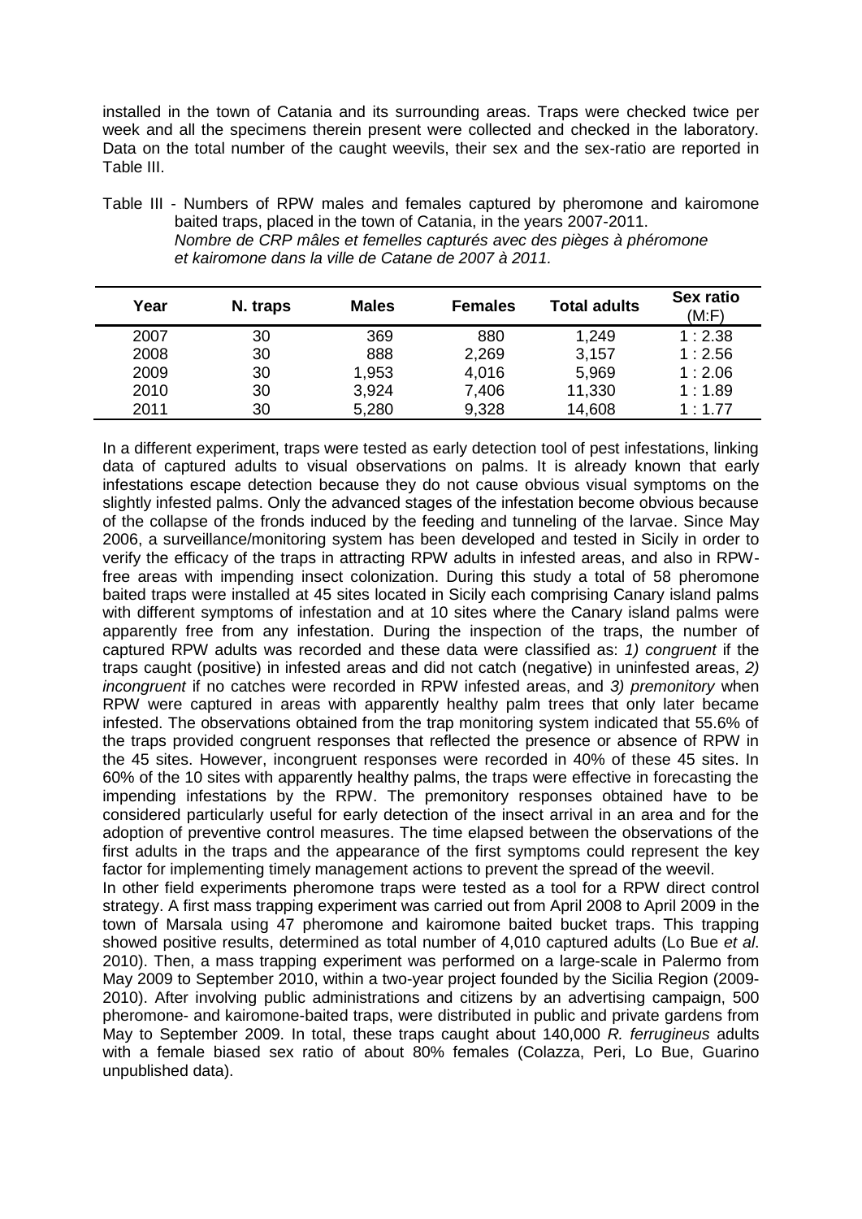installed in the town of Catania and its surrounding areas. Traps were checked twice per week and all the specimens therein present were collected and checked in the laboratory. Data on the total number of the caught weevils, their sex and the sex-ratio are reported in Table III.

Table III - Numbers of RPW males and females captured by pheromone and kairomone baited traps, placed in the town of Catania, in the years 2007-2011.
*Nombre de CRP mâles et femelles capturés avec des pièges à phéromone et kairomone dans la ville de Catane de 2007 à 2011.*

| Year | N. traps | Males | Females | Total adults | Sex ratio (M:F) |
|---|---|---|---|---|---|
| 2007 | 30 | 369 | 880 | 1,249 | 1 : 2.38 |
| 2008 | 30 | 888 | 2,269 | 3,157 | 1 : 2.56 |
| 2009 | 30 | 1,953 | 4,016 | 5,969 | 1 : 2.06 |
| 2010 | 30 | 3,924 | 7,406 | 11,330 | 1 : 1.89 |
| 2011 | 30 | 5,280 | 9,328 | 14,608 | 1 : 1.77 |

In a different experiment, traps were tested as early detection tool of pest infestations, linking data of captured adults to visual observations on palms. It is already known that early infestations escape detection because they do not cause obvious visual symptoms on the slightly infested palms. Only the advanced stages of the infestation become obvious because of the collapse of the fronds induced by the feeding and tunneling of the larvae. Since May 2006, a surveillance/monitoring system has been developed and tested in Sicily in order to verify the efficacy of the traps in attracting RPW adults in infested areas, and also in RPW-free areas with impending insect colonization. During this study a total of 58 pheromone baited traps were installed at 45 sites located in Sicily each comprising Canary island palms with different symptoms of infestation and at 10 sites where the Canary island palms were apparently free from any infestation. During the inspection of the traps, the number of captured RPW adults was recorded and these data were classified as: *1) congruent* if the traps caught (positive) in infested areas and did not catch (negative) in uninfested areas, *2) incongruent* if no catches were recorded in RPW infested areas, and *3) premonitory* when RPW were captured in areas with apparently healthy palm trees that only later became infested. The observations obtained from the trap monitoring system indicated that 55.6% of the traps provided congruent responses that reflected the presence or absence of RPW in the 45 sites. However, incongruent responses were recorded in 40% of these 45 sites. In 60% of the 10 sites with apparently healthy palms, the traps were effective in forecasting the impending infestations by the RPW. The premonitory responses obtained have to be considered particularly useful for early detection of the insect arrival in an area and for the adoption of preventive control measures. The time elapsed between the observations of the first adults in the traps and the appearance of the first symptoms could represent the key factor for implementing timely management actions to prevent the spread of the weevil.

In other field experiments pheromone traps were tested as a tool for a RPW direct control strategy. A first mass trapping experiment was carried out from April 2008 to April 2009 in the town of Marsala using 47 pheromone and kairomone baited bucket traps. This trapping showed positive results, determined as total number of 4,010 captured adults (Lo Bue *et al*. 2010). Then, a mass trapping experiment was performed on a large-scale in Palermo from May 2009 to September 2010, within a two-year project founded by the Sicilia Region (2009-2010). After involving public administrations and citizens by an advertising campaign, 500 pheromone- and kairomone-baited traps, were distributed in public and private gardens from May to September 2009. In total, these traps caught about 140,000 *R. ferrugineus* adults with a female biased sex ratio of about 80% females (Colazza, Peri, Lo Bue, Guarino unpublished data).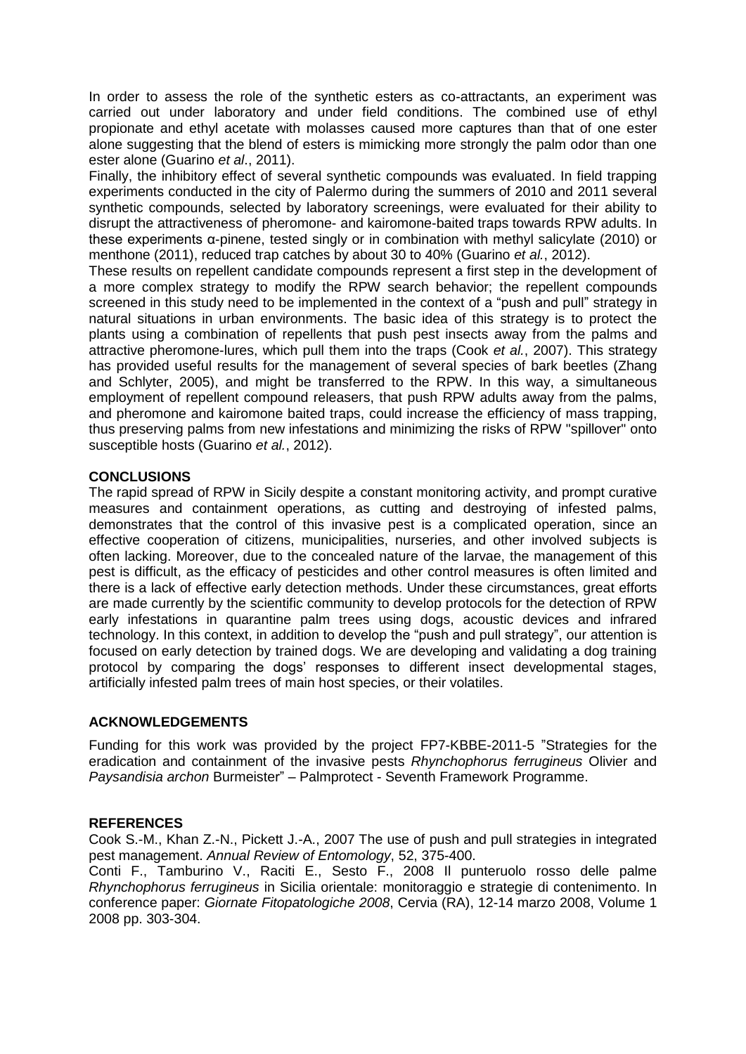In order to assess the role of the synthetic esters as co-attractants, an experiment was carried out under laboratory and under field conditions. The combined use of ethyl propionate and ethyl acetate with molasses caused more captures than that of one ester alone suggesting that the blend of esters is mimicking more strongly the palm odor than one ester alone (Guarino *et al*., 2011).

Finally, the inhibitory effect of several synthetic compounds was evaluated. In field trapping experiments conducted in the city of Palermo during the summers of 2010 and 2011 several synthetic compounds, selected by laboratory screenings, were evaluated for their ability to disrupt the attractiveness of pheromone- and kairomone-baited traps towards RPW adults. In these experiments α-pinene, tested singly or in combination with methyl salicylate (2010) or menthone (2011), reduced trap catches by about 30 to 40% (Guarino *et al.*, 2012).

These results on repellent candidate compounds represent a first step in the development of a more complex strategy to modify the RPW search behavior; the repellent compounds screened in this study need to be implemented in the context of a "push and pull" strategy in natural situations in urban environments. The basic idea of this strategy is to protect the plants using a combination of repellents that push pest insects away from the palms and attractive pheromone-lures, which pull them into the traps (Cook *et al.*, 2007). This strategy has provided useful results for the management of several species of bark beetles (Zhang and Schlyter, 2005), and might be transferred to the RPW. In this way, a simultaneous employment of repellent compound releasers, that push RPW adults away from the palms, and pheromone and kairomone baited traps, could increase the efficiency of mass trapping, thus preserving palms from new infestations and minimizing the risks of RPW "spillover" onto susceptible hosts (Guarino *et al.*, 2012).

## CONCLUSIONS

The rapid spread of RPW in Sicily despite a constant monitoring activity, and prompt curative measures and containment operations, as cutting and destroying of infested palms, demonstrates that the control of this invasive pest is a complicated operation, since an effective cooperation of citizens, municipalities, nurseries, and other involved subjects is often lacking. Moreover, due to the concealed nature of the larvae, the management of this pest is difficult, as the efficacy of pesticides and other control measures is often limited and there is a lack of effective early detection methods. Under these circumstances, great efforts are made currently by the scientific community to develop protocols for the detection of RPW early infestations in quarantine palm trees using dogs, acoustic devices and infrared technology. In this context, in addition to develop the "push and pull strategy", our attention is focused on early detection by trained dogs. We are developing and validating a dog training protocol by comparing the dogs' responses to different insect developmental stages, artificially infested palm trees of main host species, or their volatiles.

## ACKNOWLEDGEMENTS

Funding for this work was provided by the project FP7-KBBE-2011-5 "Strategies for the eradication and containment of the invasive pests *Rhynchophorus ferrugineus* Olivier and *Paysandisia archon* Burmeister" – Palmprotect - Seventh Framework Programme.

## REFERENCES

Cook S.-M., Khan Z.-N., Pickett J.-A., 2007 The use of push and pull strategies in integrated pest management. *Annual Review of Entomology*, 52, 375-400.

Conti F., Tamburino V., Raciti E., Sesto F., 2008 Il punteruolo rosso delle palme *Rhynchophorus ferrugineus* in Sicilia orientale: monitoraggio e strategie di contenimento. In conference paper: *Giornate Fitopatologiche 2008*, Cervia (RA), 12-14 marzo 2008, Volume 1 2008 pp. 303-304.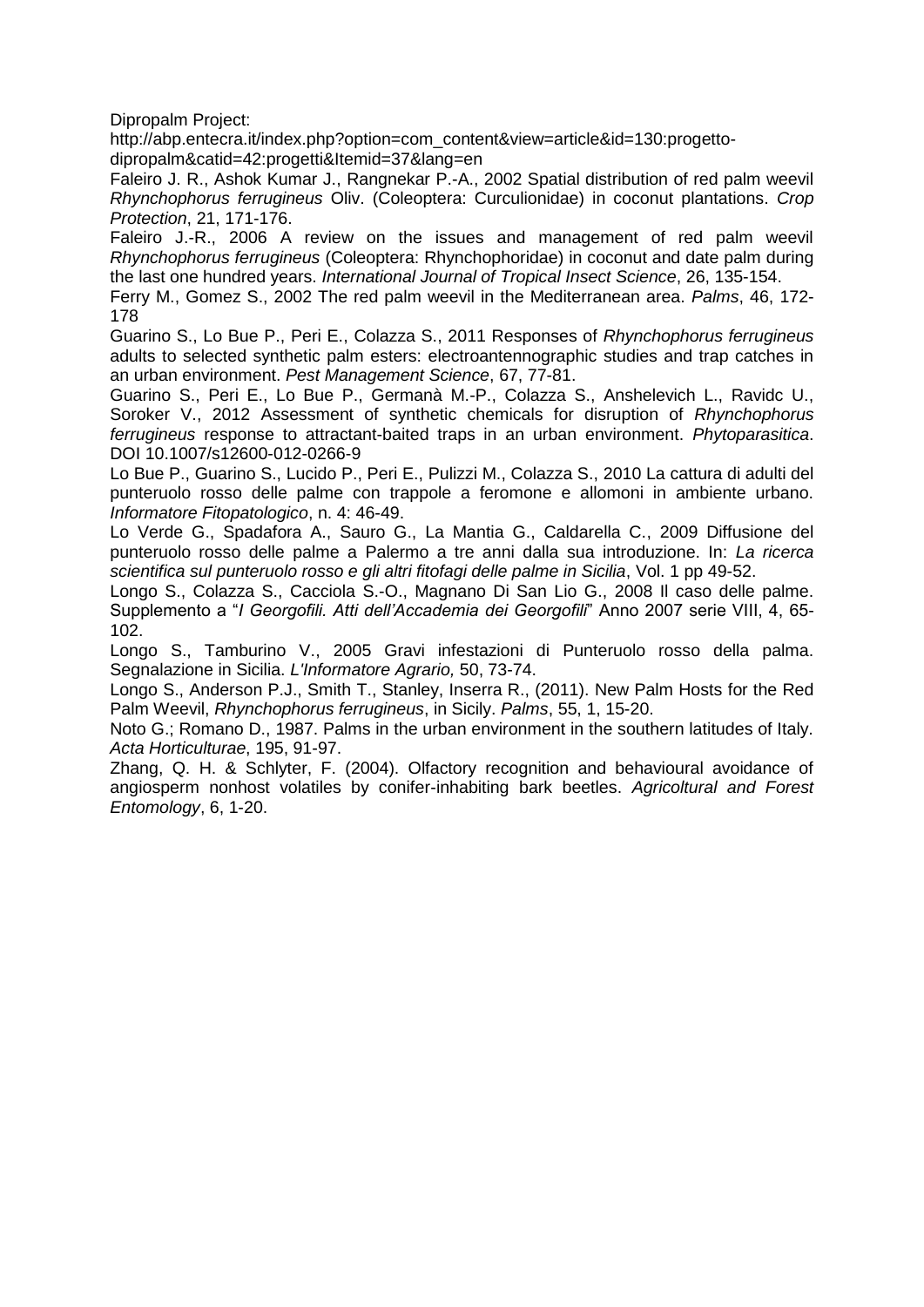Dipropalm Project: http://abp.entecra.it/index.php?option=com_content&view=article&id=130:progetto-dipropalm&catid=42:progetti&Itemid=37&lang=en

Faleiro J. R., Ashok Kumar J., Rangnekar P.-A., 2002 Spatial distribution of red palm weevil *Rhynchophorus ferrugineus* Oliv. (Coleoptera: Curculionidae) in coconut plantations. *Crop Protection*, 21, 171-176.

Faleiro J.-R., 2006 A review on the issues and management of red palm weevil *Rhynchophorus ferrugineus* (Coleoptera: Rhynchophoridae) in coconut and date palm during the last one hundred years. *International Journal of Tropical Insect Science*, 26, 135-154.

Ferry M., Gomez S., 2002 The red palm weevil in the Mediterranean area. *Palms*, 46, 172-178

Guarino S., Lo Bue P., Peri E., Colazza S., 2011 Responses of *Rhynchophorus ferrugineus* adults to selected synthetic palm esters: electroantennographic studies and trap catches in an urban environment. *Pest Management Science*, 67, 77-81.

Guarino S., Peri E., Lo Bue P., Germanà M.-P., Colazza S., Anshelevich L., Ravidc U., Soroker V., 2012 Assessment of synthetic chemicals for disruption of *Rhynchophorus ferrugineus* response to attractant-baited traps in an urban environment. *Phytoparasitica*. DOI 10.1007/s12600-012-0266-9

Lo Bue P., Guarino S., Lucido P., Peri E., Pulizzi M., Colazza S., 2010 La cattura di adulti del punteruolo rosso delle palme con trappole a feromone e allomoni in ambiente urbano. *Informatore Fitopatologico*, n. 4: 46-49.

Lo Verde G., Spadafora A., Sauro G., La Mantia G., Caldarella C., 2009 Diffusione del punteruolo rosso delle palme a Palermo a tre anni dalla sua introduzione. In: *La ricerca scientifica sul punteruolo rosso e gli altri fitofagi delle palme in Sicilia*, Vol. 1 pp 49-52.

Longo S., Colazza S., Cacciola S.-O., Magnano Di San Lio G., 2008 Il caso delle palme. Supplemento a "*I Georgofili. Atti dell'Accademia dei Georgofili*" Anno 2007 serie VIII, 4, 65-102.

Longo S., Tamburino V., 2005 Gravi infestazioni di Punteruolo rosso della palma. Segnalazione in Sicilia. *L'Informatore Agrario,* 50, 73-74.

Longo S., Anderson P.J., Smith T., Stanley, Inserra R., (2011). New Palm Hosts for the Red Palm Weevil, *Rhynchophorus ferrugineus*, in Sicily. *Palms*, 55, 1, 15-20.

Noto G.; Romano D., 1987. Palms in the urban environment in the southern latitudes of Italy. *Acta Horticulturae*, 195, 91-97.

Zhang, Q. H. & Schlyter, F. (2004). Olfactory recognition and behavioural avoidance of angiosperm nonhost volatiles by conifer-inhabiting bark beetles. *Agricoltural and Forest Entomology*, 6, 1-20.